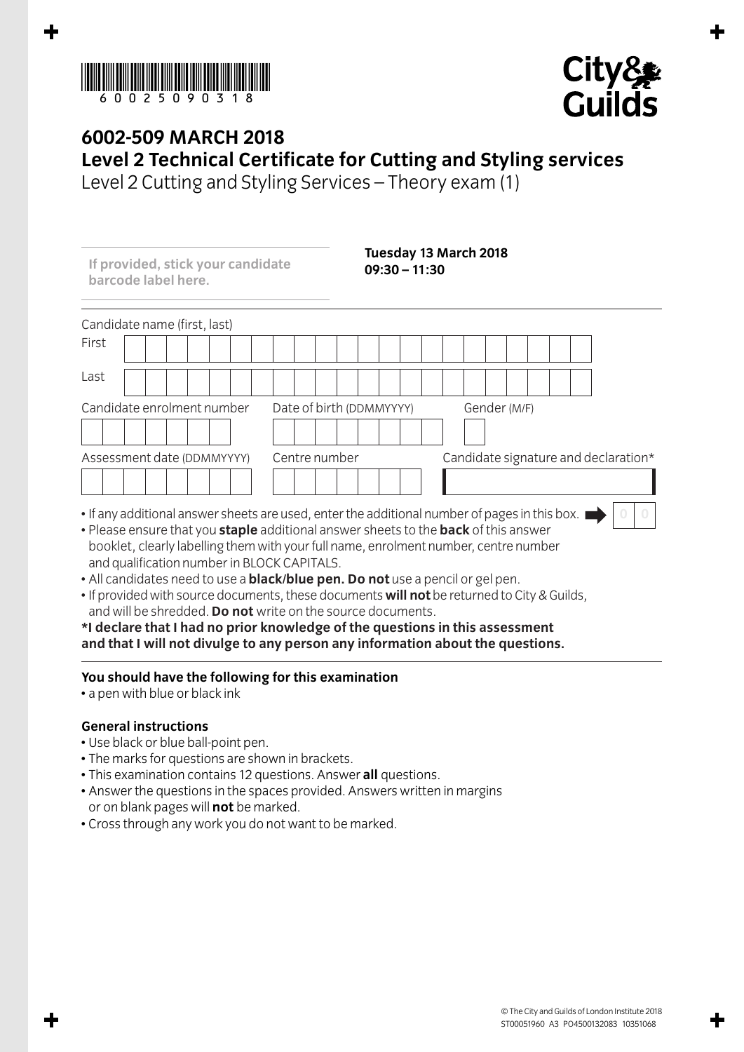6002509031 8

City & Guilds

# 6002-509 MARCH 2018
# Level 2 Technical Certificate for Cutting and Styling services
## Level 2 Cutting and Styling Services – Theory exam (1)

**If provided, stick your candidate barcode label here.**

**Tuesday 13 March 2018**
**09:30 – 11:30**

Candidate name (first, last)

First

Last

Candidate enrolment number

Date of birth (DDMMYYYY)

Gender (M/F)

Assessment date (DDMMYYYY)

Centre number

Candidate signature and declaration*

- If any additional answer sheets are used, enter the additional number of pages in this box. 0 0
- Please ensure that you **staple** additional answer sheets to the **back** of this answer booklet, clearly labelling them with your full name, enrolment number, centre number and qualification number in BLOCK CAPITALS.
- All candidates need to use a **black/blue pen. Do not** use a pencil or gel pen.
- If provided with source documents, these documents **will not** be returned to City & Guilds, and will be shredded. **Do not** write on the source documents.

**\*I declare that I had no prior knowledge of the questions in this assessment and that I will not divulge to any person any information about the questions.**

### You should have the following for this examination

- a pen with blue or black ink

### General instructions

- Use black or blue ball-point pen.
- The marks for questions are shown in brackets.
- This examination contains 12 questions. Answer **all** questions.
- Answer the questions in the spaces provided. Answers written in margins or on blank pages will **not** be marked.
- Cross through any work you do not want to be marked.

© The City and Guilds of London Institute 2018
ST00051960 A3 PO4500132083 10351068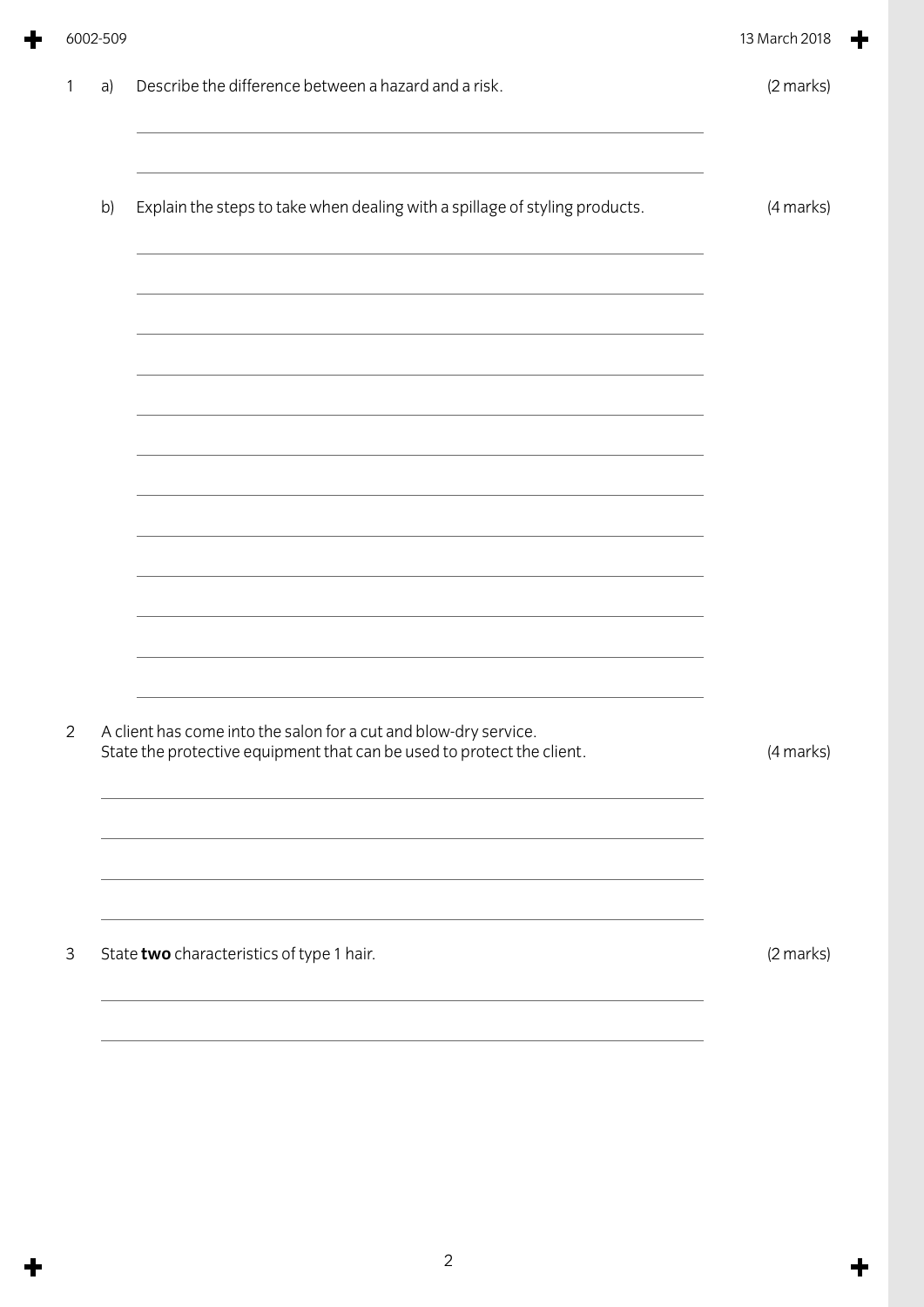1 a) Describe the difference between a hazard and a risk. (2 marks)

b) Explain the steps to take when dealing with a spillage of styling products. (4 marks)

2 A client has come into the salon for a cut and blow-dry service.
State the protective equipment that can be used to protect the client. (4 marks)

3 State **two** characteristics of type 1 hair. (2 marks)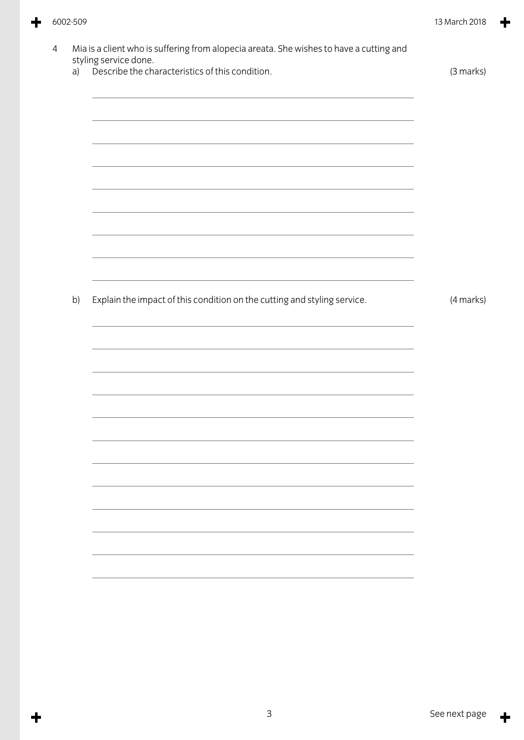4 Mia is a client who is suffering from alopecia areata. She wishes to have a cutting and styling service done.

a) Describe the characteristics of this condition. (3 marks)

b) Explain the impact of this condition on the cutting and styling service. (4 marks)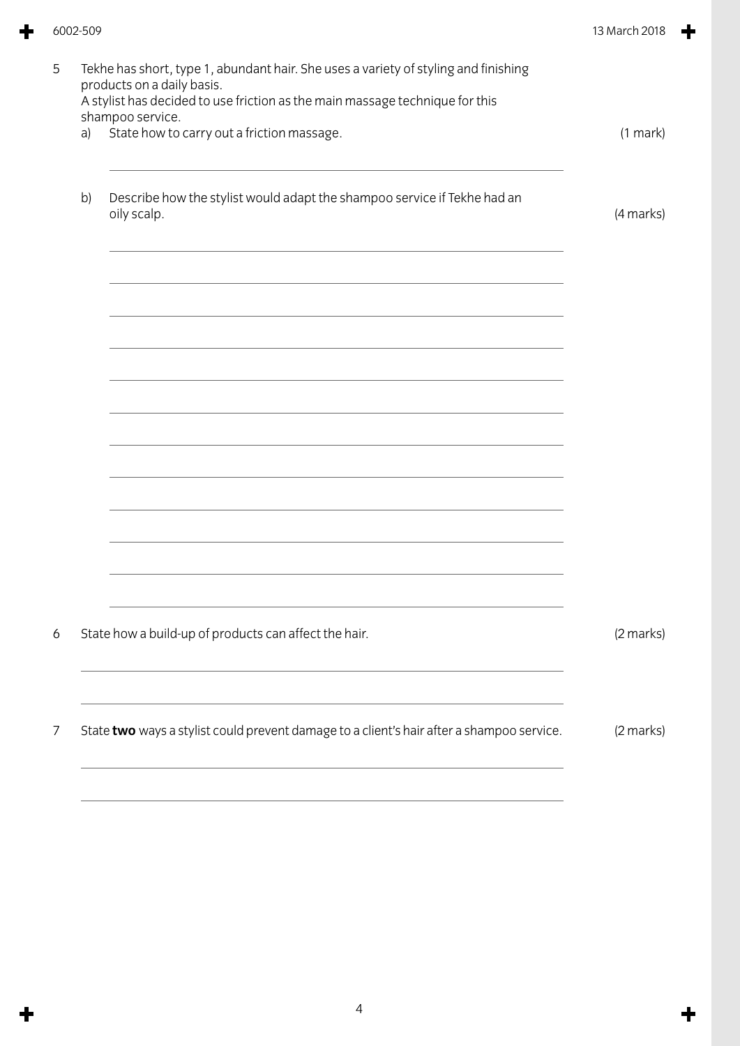5 Tekhe has short, type 1, abundant hair. She uses a variety of styling and finishing products on a daily basis.
A stylist has decided to use friction as the main massage technique for this shampoo service.

a) State how to carry out a friction massage. (1 mark)

b) Describe how the stylist would adapt the shampoo service if Tekhe had an oily scalp. (4 marks)

6 State how a build-up of products can affect the hair. (2 marks)

7 State **two** ways a stylist could prevent damage to a client's hair after a shampoo service. (2 marks)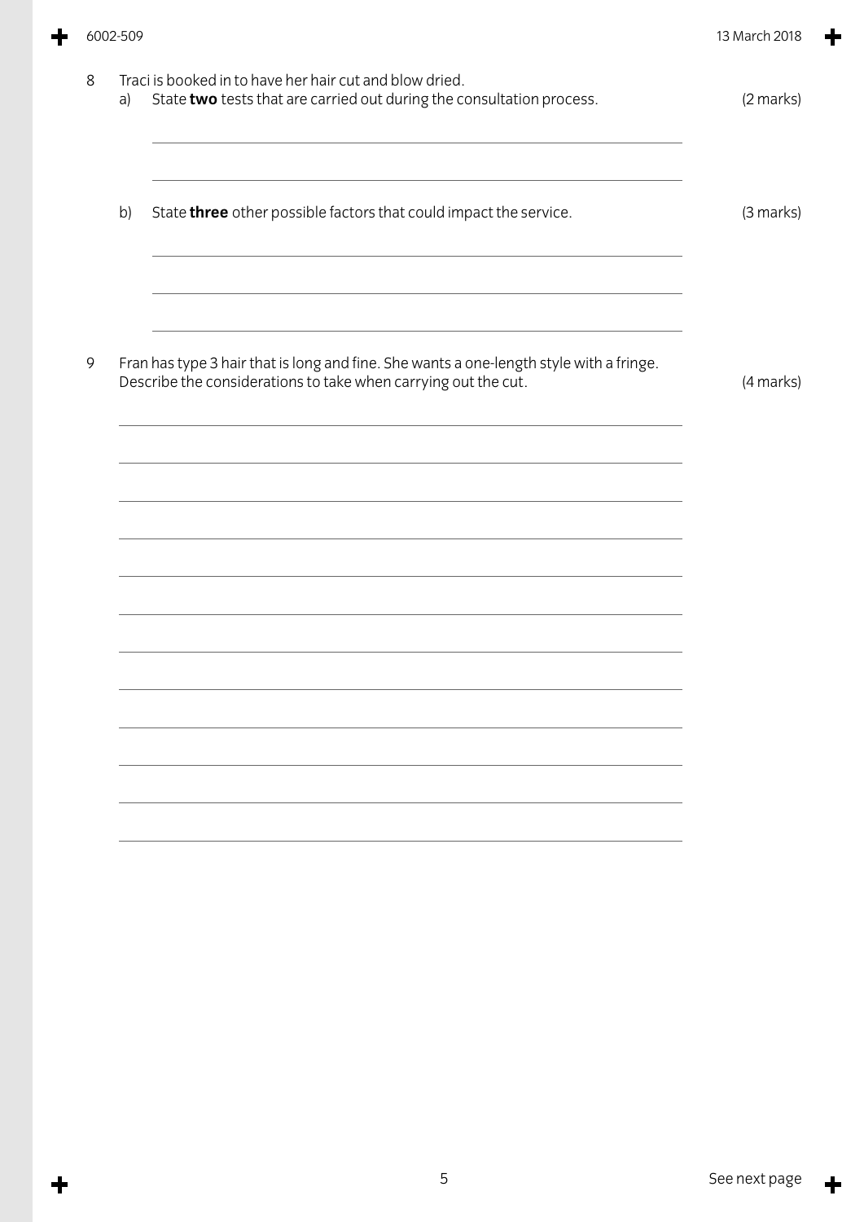8 Traci is booked in to have her hair cut and blow dried.

a) State **two** tests that are carried out during the consultation process. (2 marks)

b) State **three** other possible factors that could impact the service. (3 marks)

9 Fran has type 3 hair that is long and fine. She wants a one-length style with a fringe. Describe the considerations to take when carrying out the cut. (4 marks)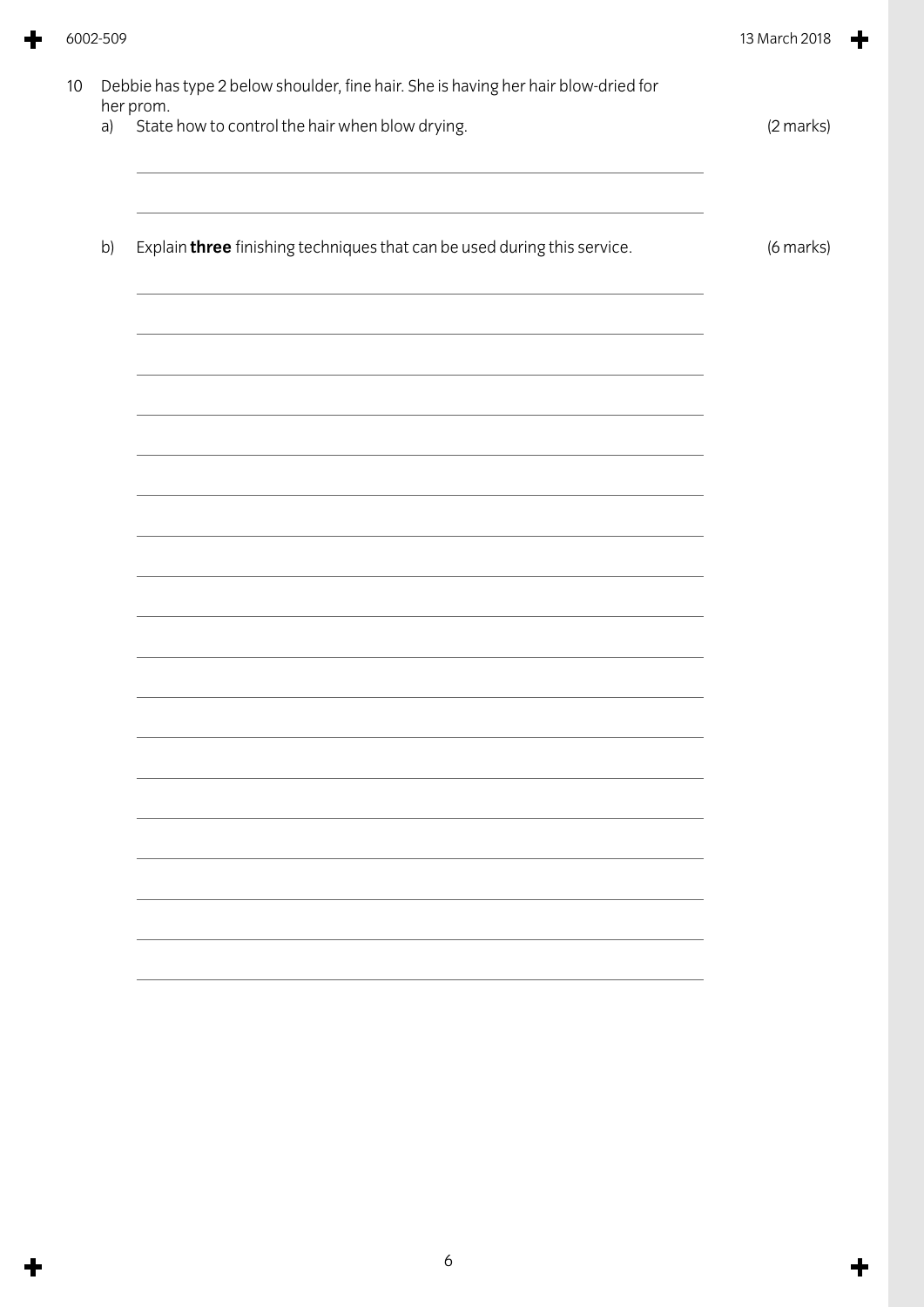10 Debbie has type 2 below shoulder, fine hair. She is having her hair blow-dried for her prom.

a) State how to control the hair when blow drying. (2 marks)

b) Explain **three** finishing techniques that can be used during this service. (6 marks)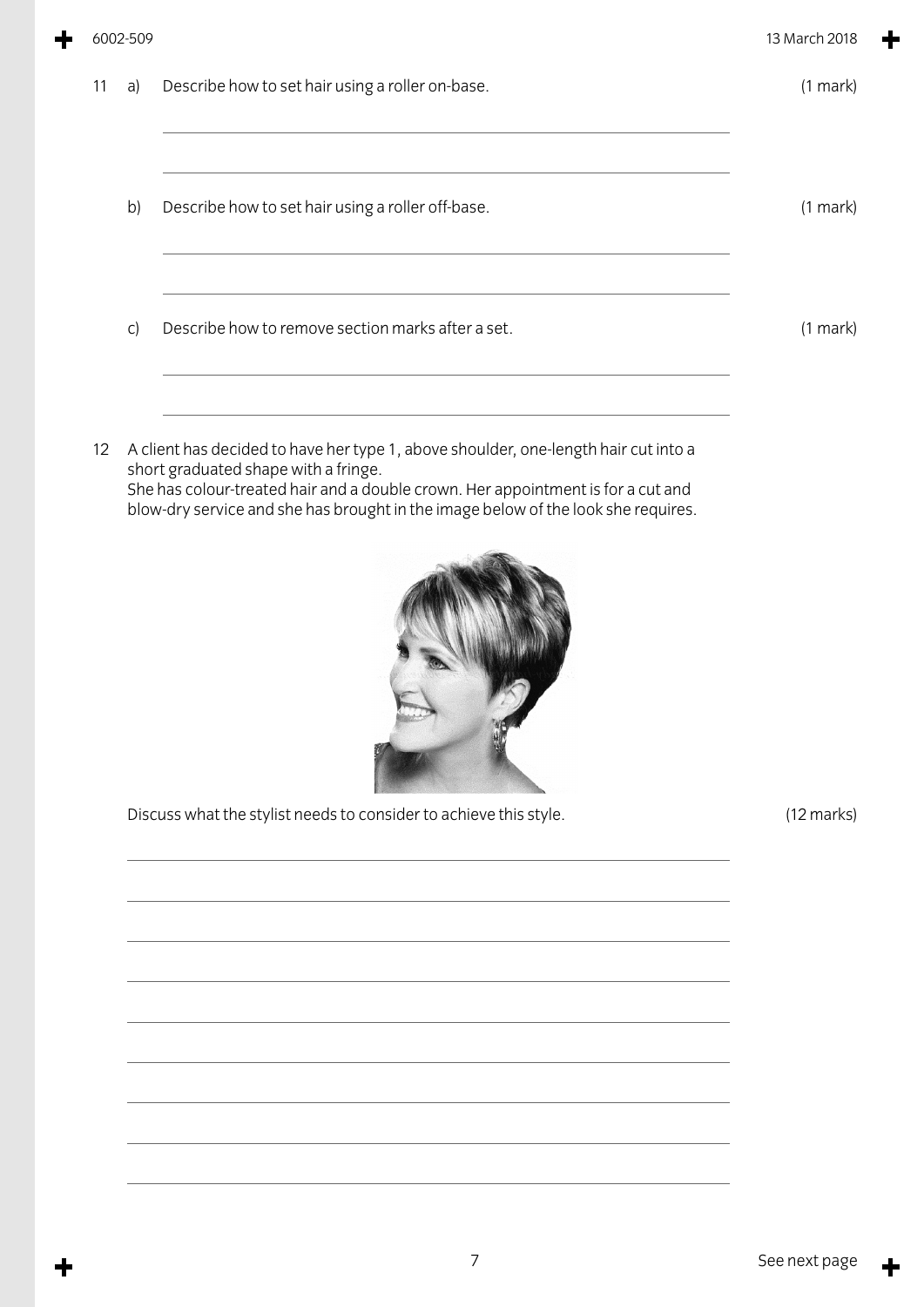11 a) Describe how to set hair using a roller on-base. (1 mark)

b) Describe how to set hair using a roller off-base. (1 mark)

c) Describe how to remove section marks after a set. (1 mark)

12 A client has decided to have her type 1, above shoulder, one-length hair cut into a short graduated shape with a fringe.
She has colour-treated hair and a double crown. Her appointment is for a cut and blow-dry service and she has brought in the image below of the look she requires.

Discuss what the stylist needs to consider to achieve this style. (12 marks)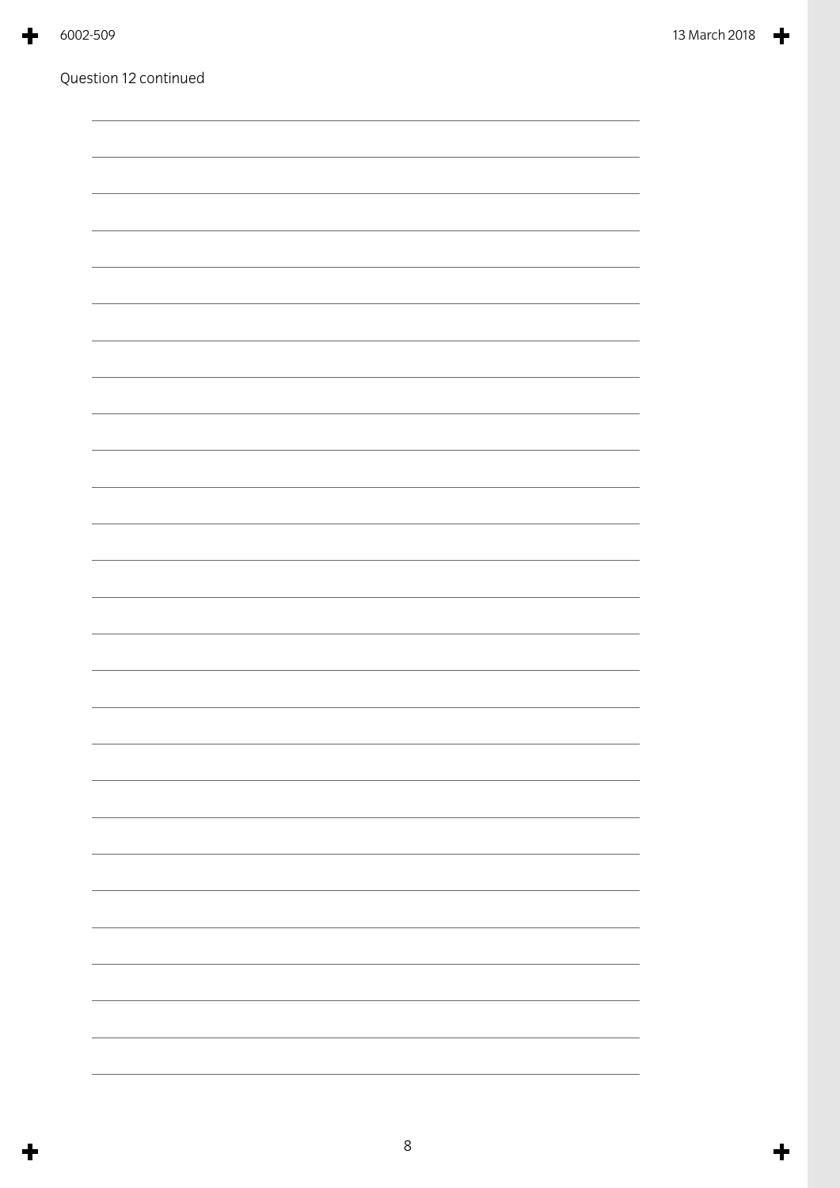Question 12 continued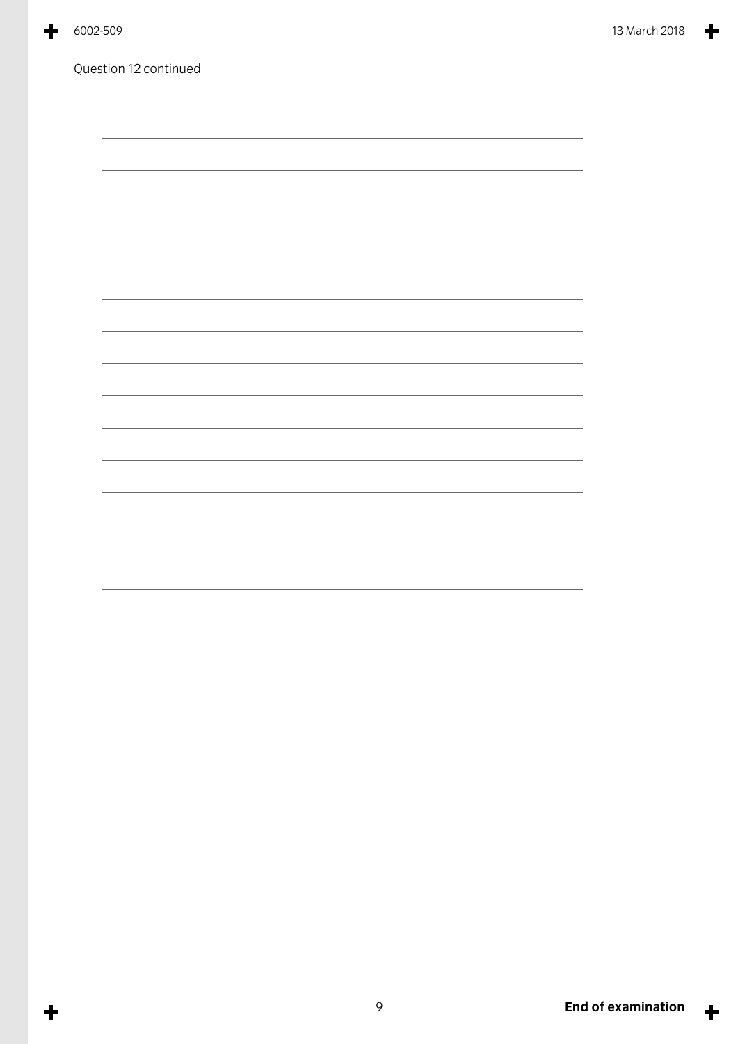Question 12 continued

**End of examination**